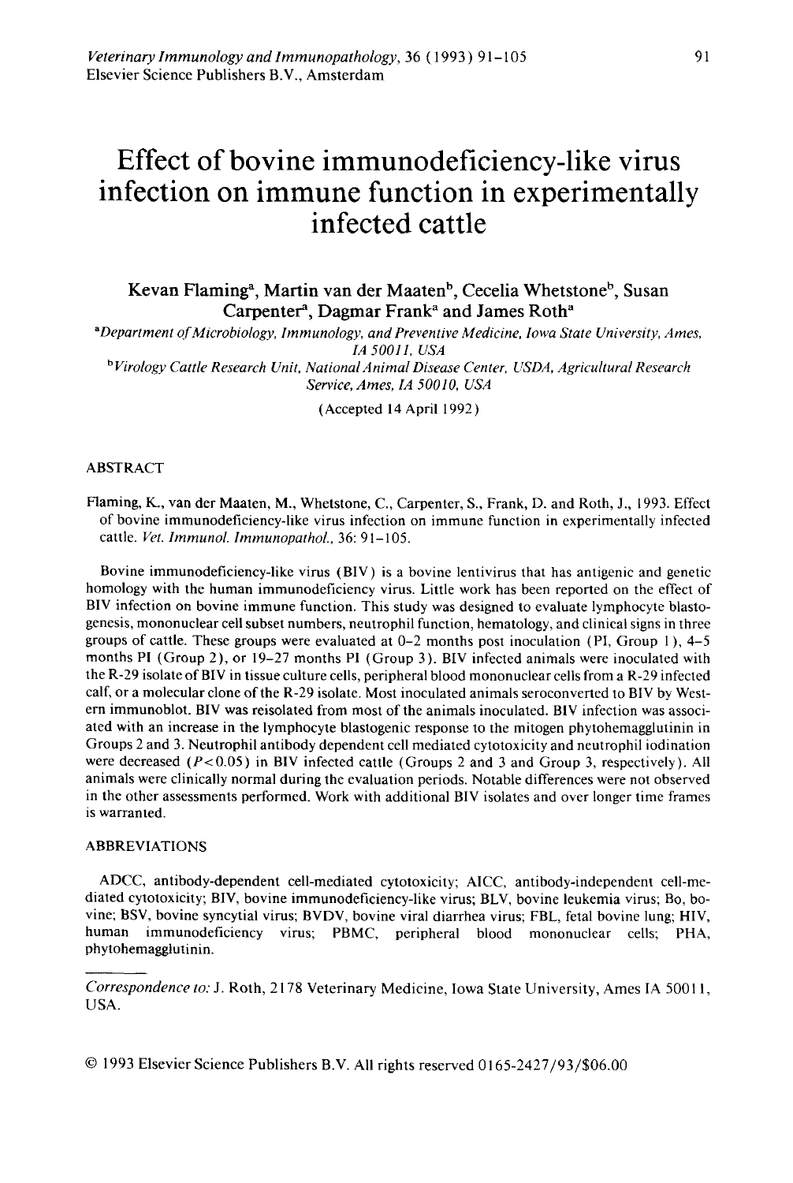# Effect of bovine immunodeficiency-like virus infection on immune function in experimentally infected cattle

Kevan Flaming[a], Martin van der Maaten[b], Cecelia Whetstone[b], Susan Carpenter[a], Dagmar Frank[a] and James Roth[a]

[a]*Department of Microbiology, Immunology, and Preventive Medicine, Iowa State University, Ames, IA 50011, USA*

[b]*Virology Cattle Research Unit, National Animal Disease Center, USDA, Agricultural Research Service, Ames, IA 50010, USA*

(Accepted 14 April 1992)

## ABSTRACT

Flaming, K., van der Maaten, M., Whetstone, C., Carpenter, S., Frank, D. and Roth, J., 1993. Effect of bovine immunodeficiency-like virus infection on immune function in experimentally infected cattle. *Vet. Immunol. Immunopathol.*, 36: 91–105.

Bovine immunodeficiency-like virus (BIV) is a bovine lentivirus that has antigenic and genetic homology with the human immunodeficiency virus. Little work has been reported on the effect of BIV infection on bovine immune function. This study was designed to evaluate lymphocyte blastogenesis, mononuclear cell subset numbers, neutrophil function, hematology, and clinical signs in three groups of cattle. These groups were evaluated at 0–2 months post inoculation (PI, Group 1), 4–5 months PI (Group 2), or 19–27 months PI (Group 3). BIV infected animals were inoculated with the R-29 isolate of BIV in tissue culture cells, peripheral blood mononuclear cells from a R-29 infected calf, or a molecular clone of the R-29 isolate. Most inoculated animals seroconverted to BIV by Western immunoblot. BIV was reisolated from most of the animals inoculated. BIV infection was associated with an increase in the lymphocyte blastogenic response to the mitogen phytohemagglutinin in Groups 2 and 3. Neutrophil antibody dependent cell mediated cytotoxicity and neutrophil iodination were decreased ($P<0.05$) in BIV infected cattle (Groups 2 and 3 and Group 3, respectively). All animals were clinically normal during the evaluation periods. Notable differences were not observed in the other assessments performed. Work with additional BIV isolates and over longer time frames is warranted.

## ABBREVIATIONS

ADCC, antibody-dependent cell-mediated cytotoxicity; AICC, antibody-independent cell-mediated cytotoxicity; BIV, bovine immunodeficiency-like virus; BLV, bovine leukemia virus; Bo, bovine; BSV, bovine syncytial virus; BVDV, bovine viral diarrhea virus; FBL, fetal bovine lung; HIV, human immunodeficiency virus; PBMC, peripheral blood mononuclear cells; PHA, phytohemagglutinin.

---

*Correspondence to:* J. Roth, 2178 Veterinary Medicine, Iowa State University, Ames IA 50011, USA.

© 1993 Elsevier Science Publishers B.V. All rights reserved 0165-2427/93/$06.00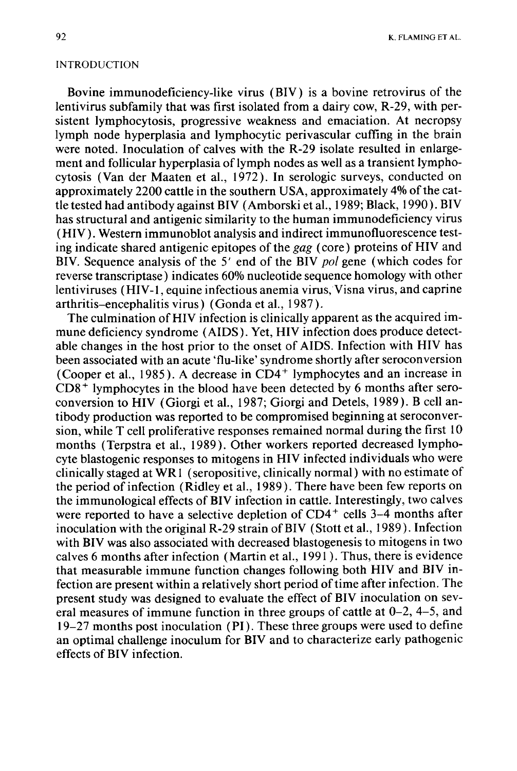## INTRODUCTION

Bovine immunodeficiency-like virus (BIV) is a bovine retrovirus of the lentivirus subfamily that was first isolated from a dairy cow, R-29, with persistent lymphocytosis, progressive weakness and emaciation. At necropsy lymph node hyperplasia and lymphocytic perivascular cuffing in the brain were noted. Inoculation of calves with the R-29 isolate resulted in enlargement and follicular hyperplasia of lymph nodes as well as a transient lymphocytosis (Van der Maaten et al., 1972). In serologic surveys, conducted on approximately 2200 cattle in the southern USA, approximately 4% of the cattle tested had antibody against BIV (Amborski et al., 1989; Black, 1990). BIV has structural and antigenic similarity to the human immunodeficiency virus (HIV). Western immunoblot analysis and indirect immunofluorescence testing indicate shared antigenic epitopes of the *gag* (core) proteins of HIV and BIV. Sequence analysis of the 5′ end of the BIV *pol* gene (which codes for reverse transcriptase) indicates 60% nucleotide sequence homology with other lentiviruses (HIV-1, equine infectious anemia virus, Visna virus, and caprine arthritis–encephalitis virus) (Gonda et al., 1987).

The culmination of HIV infection is clinically apparent as the acquired immune deficiency syndrome (AIDS). Yet, HIV infection does produce detectable changes in the host prior to the onset of AIDS. Infection with HIV has been associated with an acute 'flu-like' syndrome shortly after seroconversion (Cooper et al., 1985). A decrease in $CD4^+$ lymphocytes and an increase in $CD8^+$ lymphocytes in the blood have been detected by 6 months after seroconversion to HIV (Giorgi et al., 1987; Giorgi and Detels, 1989). B cell antibody production was reported to be compromised beginning at seroconversion, while T cell proliferative responses remained normal during the first 10 months (Terpstra et al., 1989). Other workers reported decreased lymphocyte blastogenic responses to mitogens in HIV infected individuals who were clinically staged at WR1 (seropositive, clinically normal) with no estimate of the period of infection (Ridley et al., 1989). There have been few reports on the immunological effects of BIV infection in cattle. Interestingly, two calves were reported to have a selective depletion of $CD4^+$ cells 3–4 months after inoculation with the original R-29 strain of BIV (Stott et al., 1989). Infection with BIV was also associated with decreased blastogenesis to mitogens in two calves 6 months after infection (Martin et al., 1991). Thus, there is evidence that measurable immune function changes following both HIV and BIV infection are present within a relatively short period of time after infection. The present study was designed to evaluate the effect of BIV inoculation on several measures of immune function in three groups of cattle at 0–2, 4–5, and 19–27 months post inoculation (PI). These three groups were used to define an optimal challenge inoculum for BIV and to characterize early pathogenic effects of BIV infection.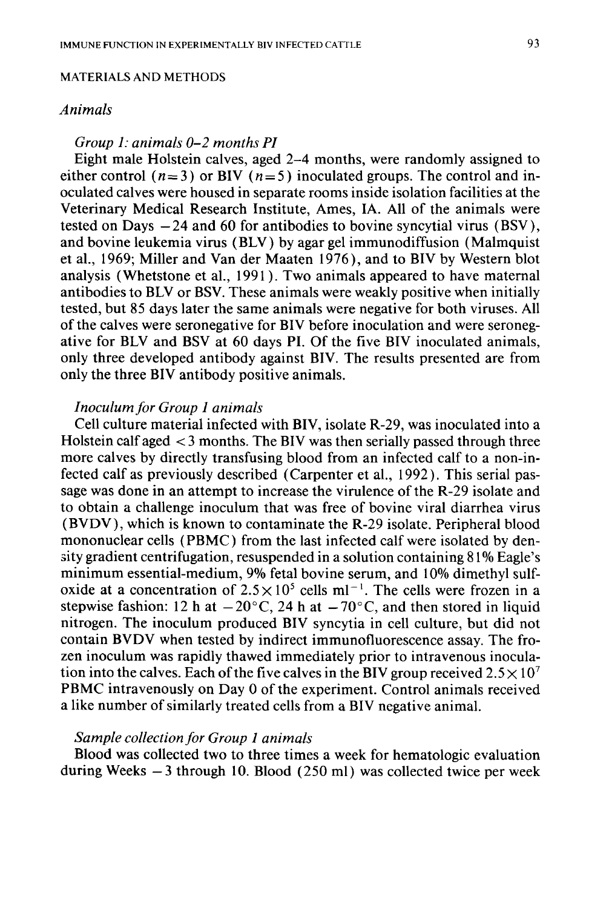## MATERIALS AND METHODS

### *Animals*

#### *Group 1: animals 0–2 months PI*

Eight male Holstein calves, aged 2–4 months, were randomly assigned to either control ($n=3$) or BIV ($n=5$) inoculated groups. The control and inoculated calves were housed in separate rooms inside isolation facilities at the Veterinary Medical Research Institute, Ames, IA. All of the animals were tested on Days −24 and 60 for antibodies to bovine syncytial virus (BSV), and bovine leukemia virus (BLV) by agar gel immunodiffusion (Malmquist et al., 1969; Miller and Van der Maaten 1976), and to BIV by Western blot analysis (Whetstone et al., 1991). Two animals appeared to have maternal antibodies to BLV or BSV. These animals were weakly positive when initially tested, but 85 days later the same animals were negative for both viruses. All of the calves were seronegative for BIV before inoculation and were seronegative for BLV and BSV at 60 days PI. Of the five BIV inoculated animals, only three developed antibody against BIV. The results presented are from only the three BIV antibody positive animals.

#### *Inoculum for Group 1 animals*

Cell culture material infected with BIV, isolate R-29, was inoculated into a Holstein calf aged <3 months. The BIV was then serially passed through three more calves by directly transfusing blood from an infected calf to a non-infected calf as previously described (Carpenter et al., 1992). This serial passage was done in an attempt to increase the virulence of the R-29 isolate and to obtain a challenge inoculum that was free of bovine viral diarrhea virus (BVDV), which is known to contaminate the R-29 isolate. Peripheral blood mononuclear cells (PBMC) from the last infected calf were isolated by density gradient centrifugation, resuspended in a solution containing 81% Eagle's minimum essential-medium, 9% fetal bovine serum, and 10% dimethyl sulfoxide at a concentration of $2.5\times10^5$ cells $ml^{-1}$. The cells were frozen in a stepwise fashion: 12 h at −20°C, 24 h at −70°C, and then stored in liquid nitrogen. The inoculum produced BIV syncytia in cell culture, but did not contain BVDV when tested by indirect immunofluorescence assay. The frozen inoculum was rapidly thawed immediately prior to intravenous inoculation into the calves. Each of the five calves in the BIV group received $2.5\times10^7$ PBMC intravenously on Day 0 of the experiment. Control animals received a like number of similarly treated cells from a BIV negative animal.

#### *Sample collection for Group 1 animals*

Blood was collected two to three times a week for hematologic evaluation during Weeks −3 through 10. Blood (250 ml) was collected twice per week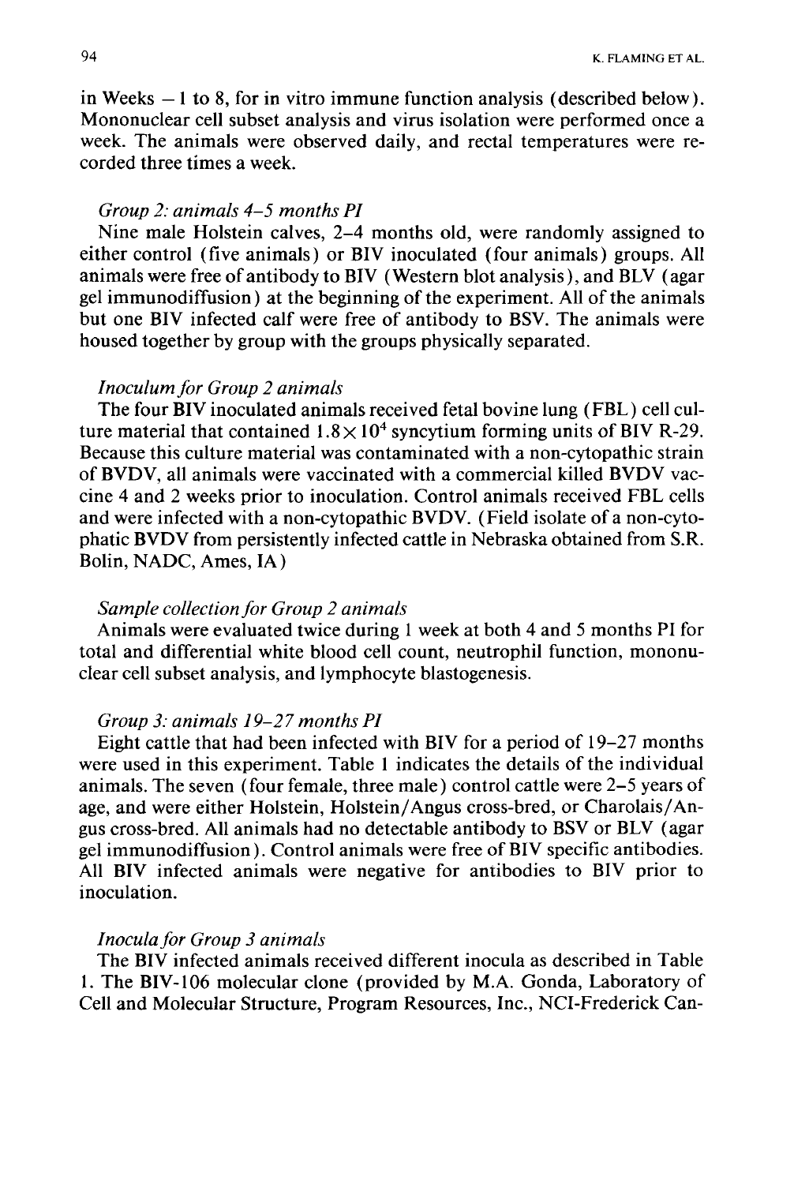in Weeks −1 to 8, for in vitro immune function analysis (described below). Mononuclear cell subset analysis and virus isolation were performed once a week. The animals were observed daily, and rectal temperatures were recorded three times a week.

*Group 2: animals 4–5 months PI*

Nine male Holstein calves, 2–4 months old, were randomly assigned to either control (five animals) or BIV inoculated (four animals) groups. All animals were free of antibody to BIV (Western blot analysis), and BLV (agar gel immunodiffusion) at the beginning of the experiment. All of the animals but one BIV infected calf were free of antibody to BSV. The animals were housed together by group with the groups physically separated.

*Inoculum for Group 2 animals*

The four BIV inoculated animals received fetal bovine lung (FBL) cell culture material that contained $1.8 \times 10^4$ syncytium forming units of BIV R-29. Because this culture material was contaminated with a non-cytopathic strain of BVDV, all animals were vaccinated with a commercial killed BVDV vaccine 4 and 2 weeks prior to inoculation. Control animals received FBL cells and were infected with a non-cytopathic BVDV. (Field isolate of a non-cytophatic BVDV from persistently infected cattle in Nebraska obtained from S.R. Bolin, NADC, Ames, IA)

*Sample collection for Group 2 animals*

Animals were evaluated twice during 1 week at both 4 and 5 months PI for total and differential white blood cell count, neutrophil function, mononuclear cell subset analysis, and lymphocyte blastogenesis.

*Group 3: animals 19–27 months PI*

Eight cattle that had been infected with BIV for a period of 19–27 months were used in this experiment. Table 1 indicates the details of the individual animals. The seven (four female, three male) control cattle were 2–5 years of age, and were either Holstein, Holstein/Angus cross-bred, or Charolais/Angus cross-bred. All animals had no detectable antibody to BSV or BLV (agar gel immunodiffusion). Control animals were free of BIV specific antibodies. All BIV infected animals were negative for antibodies to BIV prior to inoculation.

*Inocula for Group 3 animals*

The BIV infected animals received different inocula as described in Table 1. The BIV-106 molecular clone (provided by M.A. Gonda, Laboratory of Cell and Molecular Structure, Program Resources, Inc., NCI-Frederick Can-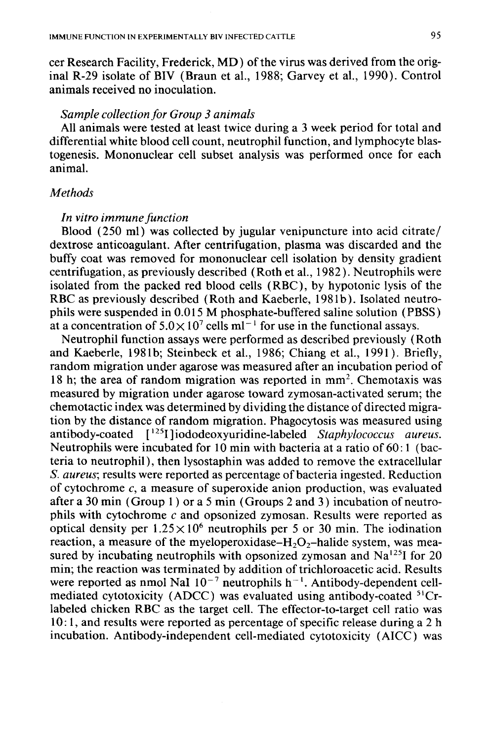cer Research Facility, Frederick, MD) of the virus was derived from the original R-29 isolate of BIV (Braun et al., 1988; Garvey et al., 1990). Control animals received no inoculation.

### *Sample collection for Group 3 animals*

All animals were tested at least twice during a 3 week period for total and differential white blood cell count, neutrophil function, and lymphocyte blastogenesis. Mononuclear cell subset analysis was performed once for each animal.

## *Methods*

### *In vitro immune function*

Blood (250 ml) was collected by jugular venipuncture into acid citrate/dextrose anticoagulant. After centrifugation, plasma was discarded and the buffy coat was removed for mononuclear cell isolation by density gradient centrifugation, as previously described (Roth et al., 1982). Neutrophils were isolated from the packed red blood cells (RBC), by hypotonic lysis of the RBC as previously described (Roth and Kaeberle, 1981b). Isolated neutrophils were suspended in 0.015 M phosphate-buffered saline solution (PBSS) at a concentration of $5.0 \times 10^7$ cells $ml^{-1}$ for use in the functional assays.

Neutrophil function assays were performed as described previously (Roth and Kaeberle, 1981b; Steinbeck et al., 1986; Chiang et al., 1991). Briefly, random migration under agarose was measured after an incubation period of 18 h; the area of random migration was reported in $mm^2$. Chemotaxis was measured by migration under agarose toward zymosan-activated serum; the chemotactic index was determined by dividing the distance of directed migration by the distance of random migration. Phagocytosis was measured using antibody-coated [$^{125}I$]iododeoxyuridine-labeled *Staphylococcus aureus*. Neutrophils were incubated for 10 min with bacteria at a ratio of 60:1 (bacteria to neutrophil), then lysostaphin was added to remove the extracellular *S. aureus*; results were reported as percentage of bacteria ingested. Reduction of cytochrome *c*, a measure of superoxide anion production, was evaluated after a 30 min (Group 1) or a 5 min (Groups 2 and 3) incubation of neutrophils with cytochrome *c* and opsonized zymosan. Results were reported as optical density per $1.25 \times 10^6$ neutrophils per 5 or 30 min. The iodination reaction, a measure of the myeloperoxidase–$H_2O_2$–halide system, was measured by incubating neutrophils with opsonized zymosan and $Na^{125}I$ for 20 min; the reaction was terminated by addition of trichloroacetic acid. Results were reported as nmol NaI $10^{-7}$ neutrophils $h^{-1}$. Antibody-dependent cell-mediated cytotoxicity (ADCC) was evaluated using antibody-coated $^{51}Cr$-labeled chicken RBC as the target cell. The effector-to-target cell ratio was 10:1, and results were reported as percentage of specific release during a 2 h incubation. Antibody-independent cell-mediated cytotoxicity (AICC) was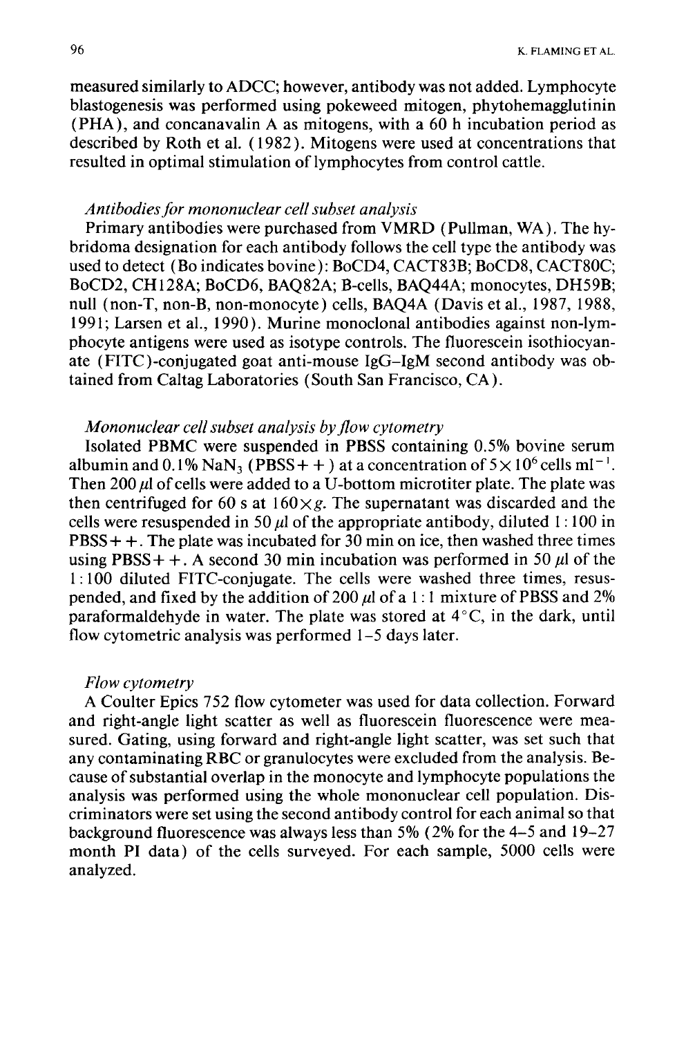measured similarly to ADCC; however, antibody was not added. Lymphocyte blastogenesis was performed using pokeweed mitogen, phytohemagglutinin (PHA), and concanavalin A as mitogens, with a 60 h incubation period as described by Roth et al. (1982). Mitogens were used at concentrations that resulted in optimal stimulation of lymphocytes from control cattle.

*Antibodies for mononuclear cell subset analysis*

Primary antibodies were purchased from VMRD (Pullman, WA). The hybridoma designation for each antibody follows the cell type the antibody was used to detect (Bo indicates bovine): BoCD4, CACT83B; BoCD8, CACT80C; BoCD2, CH128A; BoCD6, BAQ82A; B-cells, BAQ44A; monocytes, DH59B; null (non-T, non-B, non-monocyte) cells, BAQ4A (Davis et al., 1987, 1988, 1991; Larsen et al., 1990). Murine monoclonal antibodies against non-lymphocyte antigens were used as isotype controls. The fluorescein isothiocyanate (FITC)-conjugated goat anti-mouse IgG–IgM second antibody was obtained from Caltag Laboratories (South San Francisco, CA).

*Mononuclear cell subset analysis by flow cytometry*

Isolated PBMC were suspended in PBSS containing 0.5% bovine serum albumin and 0.1% $NaN_3$ (PBSS+ +) at a concentration of $5 \times 10^6$ cells $ml^{-1}$. Then 200 $\mu l$ of cells were added to a U-bottom microtiter plate. The plate was then centrifuged for 60 s at $160 \times g$. The supernatant was discarded and the cells were resuspended in 50 $\mu l$ of the appropriate antibody, diluted 1:100 in PBSS+ +. The plate was incubated for 30 min on ice, then washed three times using PBSS+ +. A second 30 min incubation was performed in 50 $\mu l$ of the 1:100 diluted FITC-conjugate. The cells were washed three times, resuspended, and fixed by the addition of 200 $\mu l$ of a 1:1 mixture of PBSS and 2% paraformaldehyde in water. The plate was stored at 4°C, in the dark, until flow cytometric analysis was performed 1–5 days later.

*Flow cytometry*

A Coulter Epics 752 flow cytometer was used for data collection. Forward and right-angle light scatter as well as fluorescein fluorescence were measured. Gating, using forward and right-angle light scatter, was set such that any contaminating RBC or granulocytes were excluded from the analysis. Because of substantial overlap in the monocyte and lymphocyte populations the analysis was performed using the whole mononuclear cell population. Discriminators were set using the second antibody control for each animal so that background fluorescence was always less than 5% (2% for the 4–5 and 19–27 month PI data) of the cells surveyed. For each sample, 5000 cells were analyzed.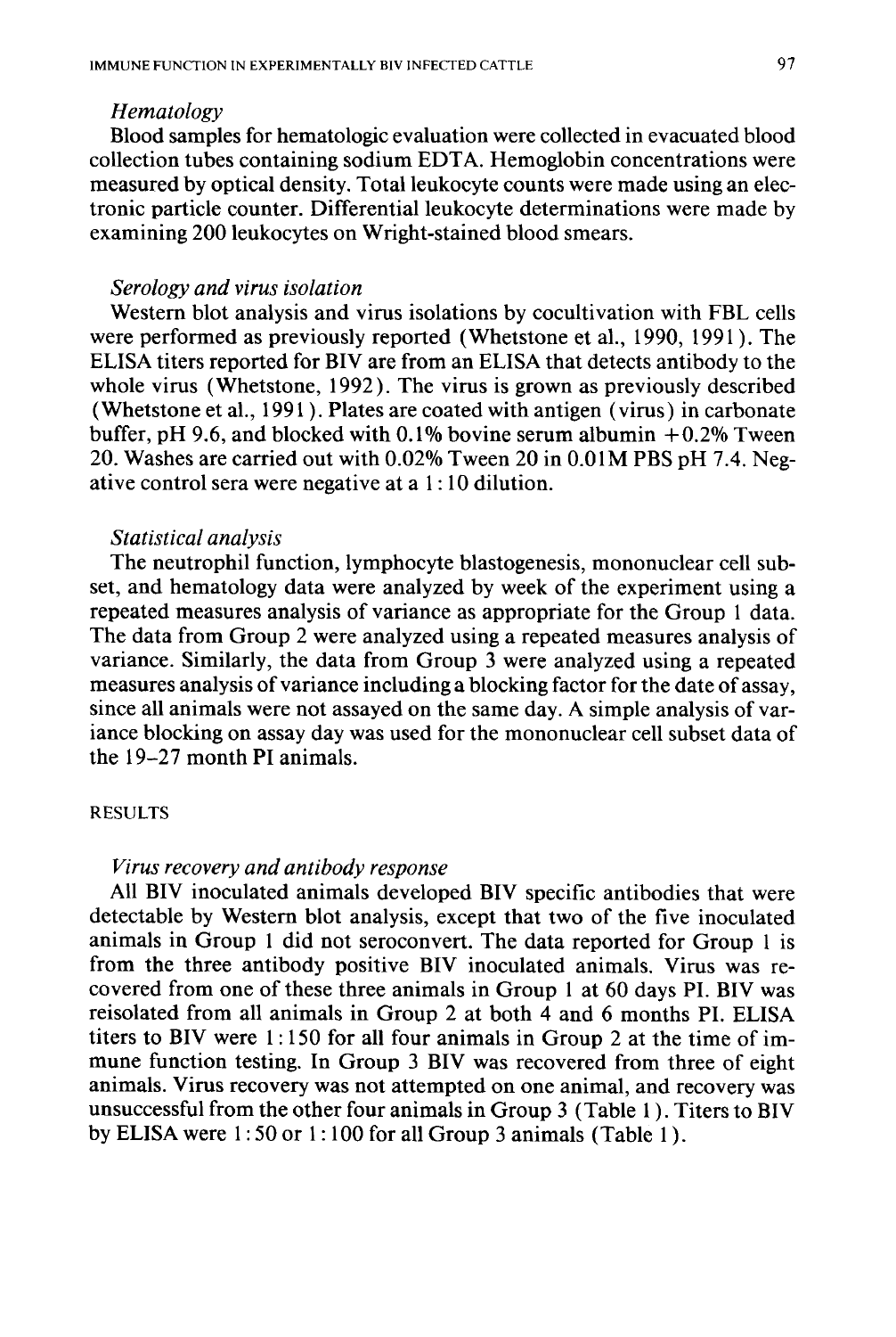### *Hematology*

Blood samples for hematologic evaluation were collected in evacuated blood collection tubes containing sodium EDTA. Hemoglobin concentrations were measured by optical density. Total leukocyte counts were made using an electronic particle counter. Differential leukocyte determinations were made by examining 200 leukocytes on Wright-stained blood smears.

### *Serology and virus isolation*

Western blot analysis and virus isolations by cocultivation with FBL cells were performed as previously reported (Whetstone et al., 1990, 1991). The ELISA titers reported for BIV are from an ELISA that detects antibody to the whole virus (Whetstone, 1992). The virus is grown as previously described (Whetstone et al., 1991). Plates are coated with antigen (virus) in carbonate buffer, pH 9.6, and blocked with 0.1% bovine serum albumin +0.2% Tween 20. Washes are carried out with 0.02% Tween 20 in 0.01M PBS pH 7.4. Negative control sera were negative at a 1 : 10 dilution.

### *Statistical analysis*

The neutrophil function, lymphocyte blastogenesis, mononuclear cell subset, and hematology data were analyzed by week of the experiment using a repeated measures analysis of variance as appropriate for the Group 1 data. The data from Group 2 were analyzed using a repeated measures analysis of variance. Similarly, the data from Group 3 were analyzed using a repeated measures analysis of variance including a blocking factor for the date of assay, since all animals were not assayed on the same day. A simple analysis of variance blocking on assay day was used for the mononuclear cell subset data of the 19–27 month PI animals.

## RESULTS

### *Virus recovery and antibody response*

All BIV inoculated animals developed BIV specific antibodies that were detectable by Western blot analysis, except that two of the five inoculated animals in Group 1 did not seroconvert. The data reported for Group 1 is from the three antibody positive BIV inoculated animals. Virus was recovered from one of these three animals in Group 1 at 60 days PI. BIV was reisolated from all animals in Group 2 at both 4 and 6 months PI. ELISA titers to BIV were 1 : 150 for all four animals in Group 2 at the time of immune function testing. In Group 3 BIV was recovered from three of eight animals. Virus recovery was not attempted on one animal, and recovery was unsuccessful from the other four animals in Group 3 (Table 1). Titers to BIV by ELISA were 1 : 50 or 1 : 100 for all Group 3 animals (Table 1).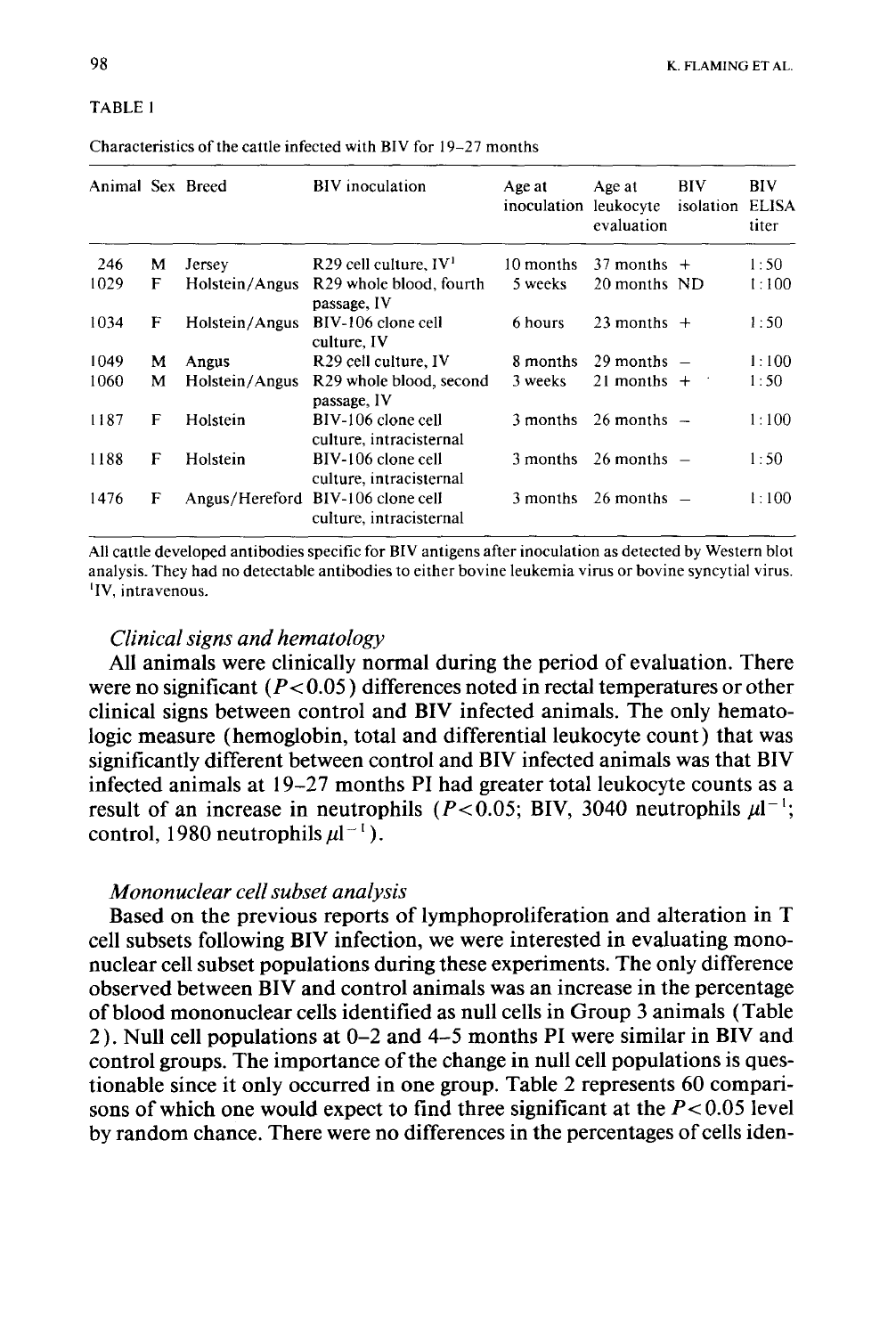TABLE 1

Characteristics of the cattle infected with BIV for 19–27 months

| Animal | Sex | Breed | BIV inoculation | Age at inoculation | Age at leukocyte evaluation | BIV isolation | BIV ELISA titer |
|---|---|---|---|---|---|---|---|
| 246 | M | Jersey | R29 cell culture, IV[1] | 10 months | 37 months | + | 1:50 |
| 1029 | F | Holstein/Angus | R29 whole blood, fourth passage, IV | 5 weeks | 20 months | ND | 1:100 |
| 1034 | F | Holstein/Angus | BIV-106 clone cell culture, IV | 6 hours | 23 months | + | 1:50 |
| 1049 | M | Angus | R29 cell culture, IV | 8 months | 29 months | – | 1:100 |
| 1060 | M | Holstein/Angus | R29 whole blood, second passage, IV | 3 weeks | 21 months | + | 1:50 |
| 1187 | F | Holstein | BIV-106 clone cell culture, intracisternal | 3 months | 26 months | – | 1:100 |
| 1188 | F | Holstein | BIV-106 clone cell culture, intracisternal | 3 months | 26 months | – | 1:50 |
| 1476 | F | Angus/Hereford | BIV-106 clone cell culture, intracisternal | 3 months | 26 months | – | 1:100 |

All cattle developed antibodies specific for BIV antigens after inoculation as detected by Western blot analysis. They had no detectable antibodies to either bovine leukemia virus or bovine syncytial virus.
[1]IV, intravenous.

### *Clinical signs and hematology*

All animals were clinically normal during the period of evaluation. There were no significant ($P<0.05$) differences noted in rectal temperatures or other clinical signs between control and BIV infected animals. The only hematologic measure (hemoglobin, total and differential leukocyte count) that was significantly different between control and BIV infected animals was that BIV infected animals at 19–27 months PI had greater total leukocyte counts as a result of an increase in neutrophils ($P<0.05$; BIV, 3040 neutrophils $\mu l^{-1}$; control, 1980 neutrophils $\mu l^{-1}$).

### *Mononuclear cell subset analysis*

Based on the previous reports of lymphoproliferation and alteration in T cell subsets following BIV infection, we were interested in evaluating mononuclear cell subset populations during these experiments. The only difference observed between BIV and control animals was an increase in the percentage of blood mononuclear cells identified as null cells in Group 3 animals (Table 2). Null cell populations at 0–2 and 4–5 months PI were similar in BIV and control groups. The importance of the change in null cell populations is questionable since it only occurred in one group. Table 2 represents 60 comparisons of which one would expect to find three significant at the $P<0.05$ level by random chance. There were no differences in the percentages of cells iden-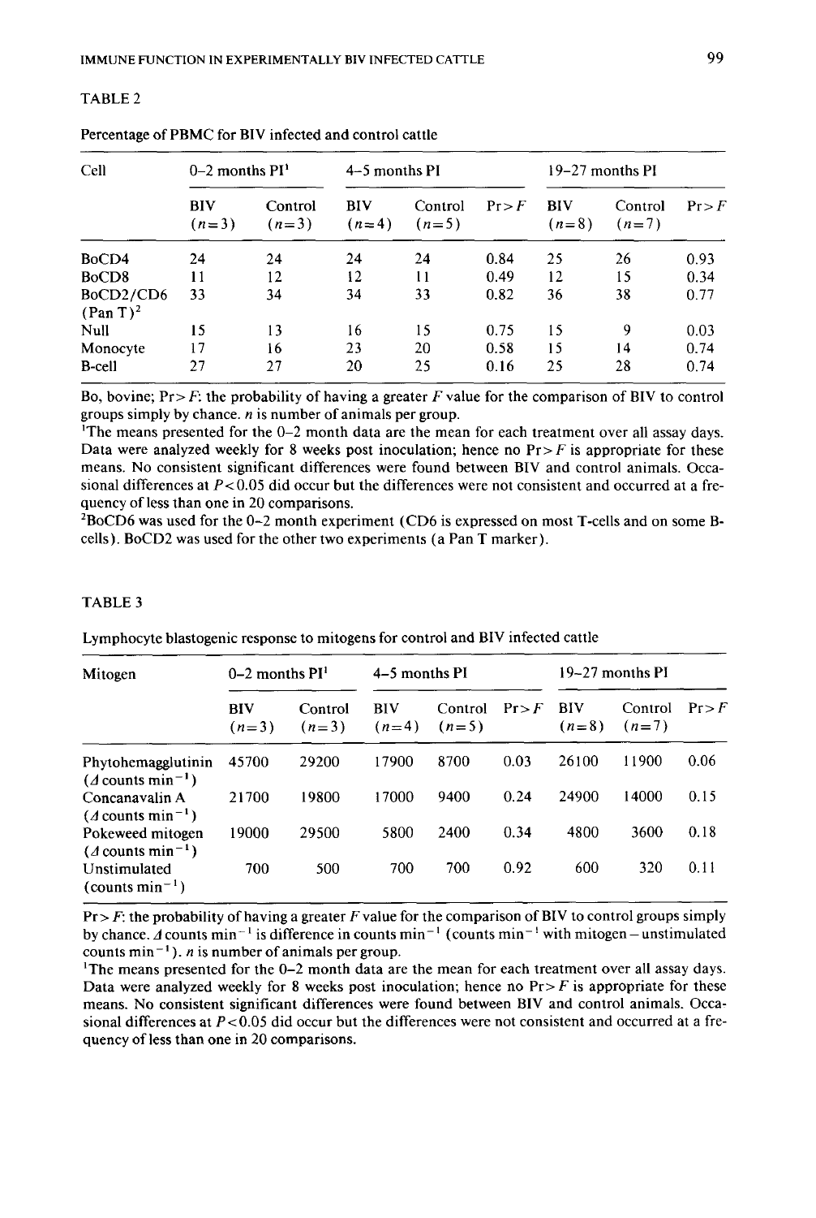TABLE 2

Percentage of PBMC for BIV infected and control cattle

| Cell | 0–2 months PI[1] | | 4–5 months PI | | | 19–27 months PI | | |
|---|---|---|---|---|---|---|---|---|
| | BIV ($n=3$) | Control ($n=3$) | BIV ($n=4$) | Control ($n=5$) | Pr > *F* | BIV ($n=8$) | Control ($n=7$) | Pr > *F* |
| BoCD4 | 24 | 24 | 24 | 24 | 0.84 | 25 | 26 | 0.93 |
| BoCD8 | 11 | 12 | 12 | 11 | 0.49 | 12 | 15 | 0.34 |
| BoCD2/CD6 (Pan T)[2] | 33 | 34 | 34 | 33 | 0.82 | 36 | 38 | 0.77 |
| Null | 15 | 13 | 16 | 15 | 0.75 | 15 | 9 | 0.03 |
| Monocyte | 17 | 16 | 23 | 20 | 0.58 | 15 | 14 | 0.74 |
| B-cell | 27 | 27 | 20 | 25 | 0.16 | 25 | 28 | 0.74 |

Bo, bovine; Pr > *F*: the probability of having a greater *F* value for the comparison of BIV to control groups simply by chance. *n* is number of animals per group.

[1]The means presented for the 0–2 month data are the mean for each treatment over all assay days. Data were analyzed weekly for 8 weeks post inoculation; hence no Pr > *F* is appropriate for these means. No consistent significant differences were found between BIV and control animals. Occasional differences at $P<0.05$ did occur but the differences were not consistent and occurred at a frequency of less than one in 20 comparisons.

[2]BoCD6 was used for the 0–2 month experiment (CD6 is expressed on most T-cells and on some B-cells). BoCD2 was used for the other two experiments (a Pan T marker).

TABLE 3

Lymphocyte blastogenic response to mitogens for control and BIV infected cattle

| Mitogen | 0–2 months PI[1] | | 4–5 months PI | | | 19–27 months PI | | |
|---|---|---|---|---|---|---|---|---|
| | BIV ($n=3$) | Control ($n=3$) | BIV ($n=4$) | Control ($n=5$) | Pr > *F* | BIV ($n=8$) | Control ($n=7$) | Pr > *F* |
| Phytohemagglutinin ($\Delta$ counts $\min^{-1}$) | 45700 | 29200 | 17900 | 8700 | 0.03 | 26100 | 11900 | 0.06 |
| Concanavalin A ($\Delta$ counts $\min^{-1}$) | 21700 | 19800 | 17000 | 9400 | 0.24 | 24900 | 14000 | 0.15 |
| Pokeweed mitogen ($\Delta$ counts $\min^{-1}$) | 19000 | 29500 | 5800 | 2400 | 0.34 | 4800 | 3600 | 0.18 |
| Unstimulated (counts $\min^{-1}$) | 700 | 500 | 700 | 700 | 0.92 | 600 | 320 | 0.11 |

Pr > *F*: the probability of having a greater *F* value for the comparison of BIV to control groups simply by chance. $\Delta$ counts $\min^{-1}$ is difference in counts $\min^{-1}$ (counts $\min^{-1}$ with mitogen − unstimulated counts $\min^{-1}$). *n* is number of animals per group.

[1]The means presented for the 0–2 month data are the mean for each treatment over all assay days. Data were analyzed weekly for 8 weeks post inoculation; hence no Pr > *F* is appropriate for these means. No consistent significant differences were found between BIV and control animals. Occasional differences at $P<0.05$ did occur but the differences were not consistent and occurred at a frequency of less than one in 20 comparisons.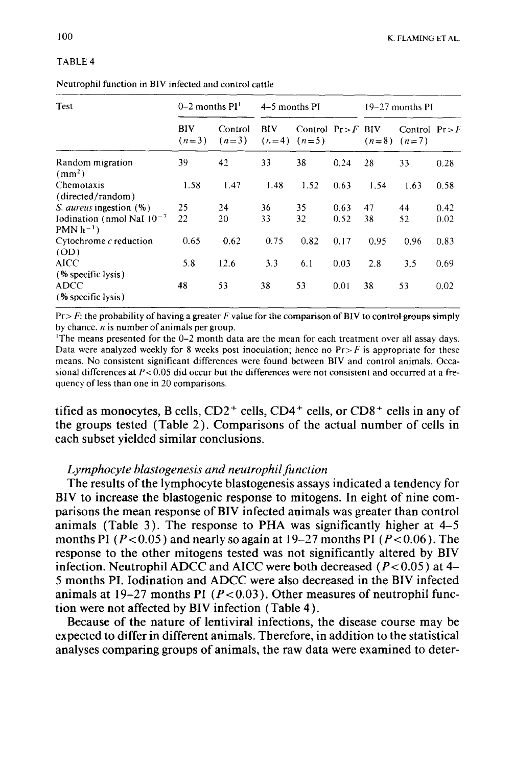TABLE 4

Neutrophil function in BIV infected and control cattle

| Test | 0–2 months PI[1] | | 4–5 months PI | | | 19–27 months PI | | |
|---|---|---|---|---|---|---|---|---|
| | BIV ($n=3$) | Control ($n=3$) | BIV ($n=4$) | Control ($n=5$) | Pr>F | BIV ($n=8$) | Control ($n=7$) | Pr>F |
| Random migration ($mm^2$) | 39 | 42 | 33 | 38 | 0.24 | 28 | 33 | 0.28 |
| Chemotaxis (directed/random) | 1.58 | 1.47 | 1.48 | 1.52 | 0.63 | 1.54 | 1.63 | 0.58 |
| *S. aureus* ingestion (%) | 25 | 24 | 36 | 35 | 0.63 | 47 | 44 | 0.42 |
| Iodination (nmol NaI $10^{-7}$ PMN $h^{-1}$) | 22 | 20 | 33 | 32 | 0.52 | 38 | 52 | 0.02 |
| Cytochrome *c* reduction (OD) | 0.65 | 0.62 | 0.75 | 0.82 | 0.17 | 0.95 | 0.96 | 0.83 |
| AICC (% specific lysis) | 5.8 | 12.6 | 3.3 | 6.1 | 0.03 | 2.8 | 3.5 | 0.69 |
| ADCC (% specific lysis) | 48 | 53 | 38 | 53 | 0.01 | 38 | 53 | 0.02 |

Pr>F: the probability of having a greater F value for the comparison of BIV to control groups simply by chance. *n* is number of animals per group.

[1]The means presented for the 0–2 month data are the mean for each treatment over all assay days. Data were analyzed weekly for 8 weeks post inoculation; hence no Pr>F is appropriate for these means. No consistent significant differences were found between BIV and control animals. Occasional differences at $P<0.05$ did occur but the differences were not consistent and occurred at a frequency of less than one in 20 comparisons.

tified as monocytes, B cells, $CD2^+$ cells, $CD4^+$ cells, or $CD8^+$ cells in any of the groups tested (Table 2). Comparisons of the actual number of cells in each subset yielded similar conclusions.

### *Lymphocyte blastogenesis and neutrophil function*

The results of the lymphocyte blastogenesis assays indicated a tendency for BIV to increase the blastogenic response to mitogens. In eight of nine comparisons the mean response of BIV infected animals was greater than control animals (Table 3). The response to PHA was significantly higher at 4–5 months PI ($P<0.05$) and nearly so again at 19–27 months PI ($P<0.06$). The response to the other mitogens tested was not significantly altered by BIV infection. Neutrophil ADCC and AICC were both decreased ($P<0.05$) at 4–5 months PI. Iodination and ADCC were also decreased in the BIV infected animals at 19–27 months PI ($P<0.03$). Other measures of neutrophil function were not affected by BIV infection (Table 4).

Because of the nature of lentiviral infections, the disease course may be expected to differ in different animals. Therefore, in addition to the statistical analyses comparing groups of animals, the raw data were examined to deter-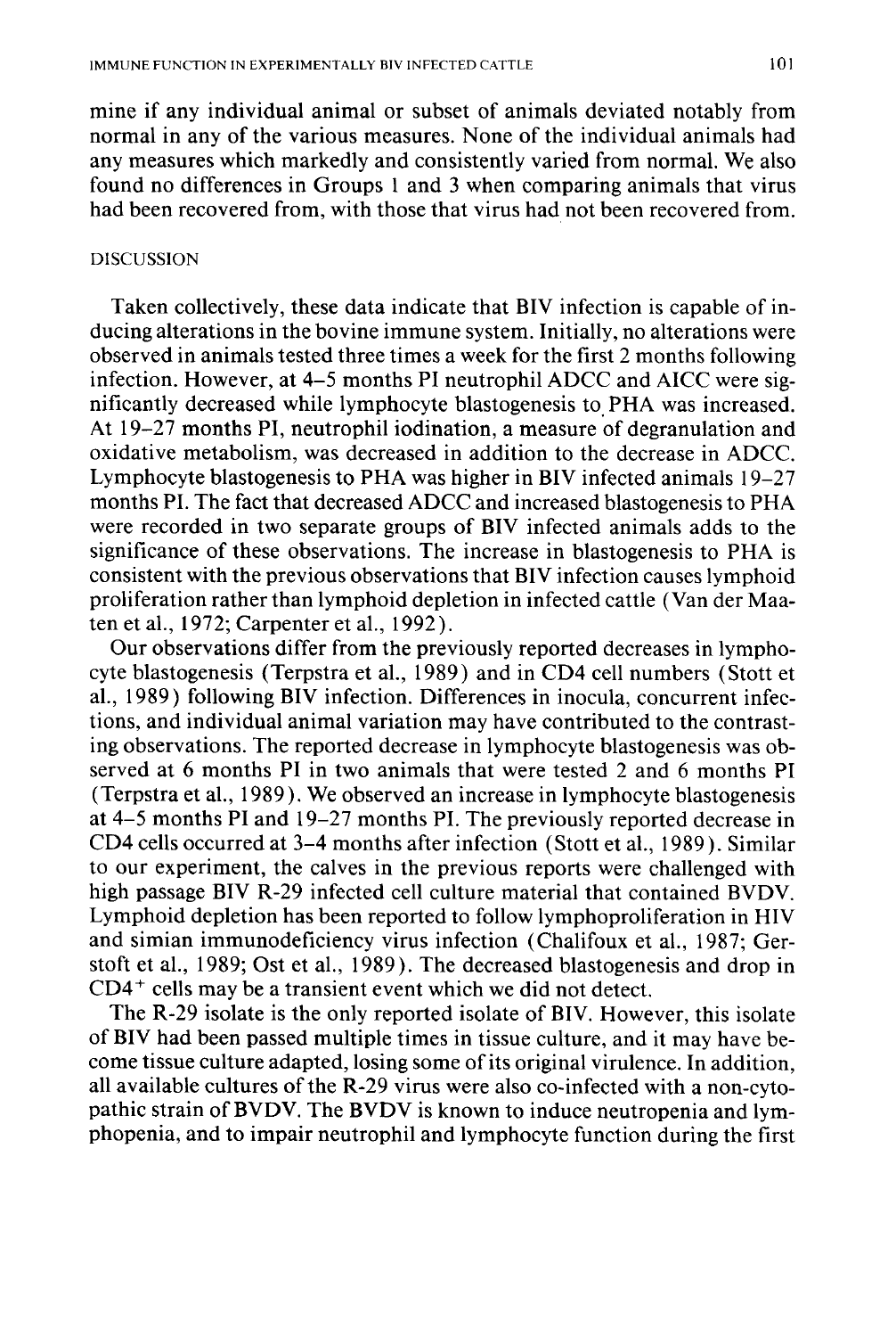mine if any individual animal or subset of animals deviated notably from normal in any of the various measures. None of the individual animals had any measures which markedly and consistently varied from normal. We also found no differences in Groups 1 and 3 when comparing animals that virus had been recovered from, with those that virus had not been recovered from.

## DISCUSSION

Taken collectively, these data indicate that BIV infection is capable of inducing alterations in the bovine immune system. Initially, no alterations were observed in animals tested three times a week for the first 2 months following infection. However, at 4–5 months PI neutrophil ADCC and AICC were significantly decreased while lymphocyte blastogenesis to PHA was increased. At 19–27 months PI, neutrophil iodination, a measure of degranulation and oxidative metabolism, was decreased in addition to the decrease in ADCC. Lymphocyte blastogenesis to PHA was higher in BIV infected animals 19–27 months PI. The fact that decreased ADCC and increased blastogenesis to PHA were recorded in two separate groups of BIV infected animals adds to the significance of these observations. The increase in blastogenesis to PHA is consistent with the previous observations that BIV infection causes lymphoid proliferation rather than lymphoid depletion in infected cattle (Van der Maaten et al., 1972; Carpenter et al., 1992).

Our observations differ from the previously reported decreases in lymphocyte blastogenesis (Terpstra et al., 1989) and in CD4 cell numbers (Stott et al., 1989) following BIV infection. Differences in inocula, concurrent infections, and individual animal variation may have contributed to the contrasting observations. The reported decrease in lymphocyte blastogenesis was observed at 6 months PI in two animals that were tested 2 and 6 months PI (Terpstra et al., 1989). We observed an increase in lymphocyte blastogenesis at 4–5 months PI and 19–27 months PI. The previously reported decrease in CD4 cells occurred at 3–4 months after infection (Stott et al., 1989). Similar to our experiment, the calves in the previous reports were challenged with high passage BIV R-29 infected cell culture material that contained BVDV. Lymphoid depletion has been reported to follow lymphoproliferation in HIV and simian immunodeficiency virus infection (Chalifoux et al., 1987; Gerstoft et al., 1989; Ost et al., 1989). The decreased blastogenesis and drop in $CD4^+$ cells may be a transient event which we did not detect.

The R-29 isolate is the only reported isolate of BIV. However, this isolate of BIV had been passed multiple times in tissue culture, and it may have become tissue culture adapted, losing some of its original virulence. In addition, all available cultures of the R-29 virus were also co-infected with a non-cytopathic strain of BVDV. The BVDV is known to induce neutropenia and lymphopenia, and to impair neutrophil and lymphocyte function during the first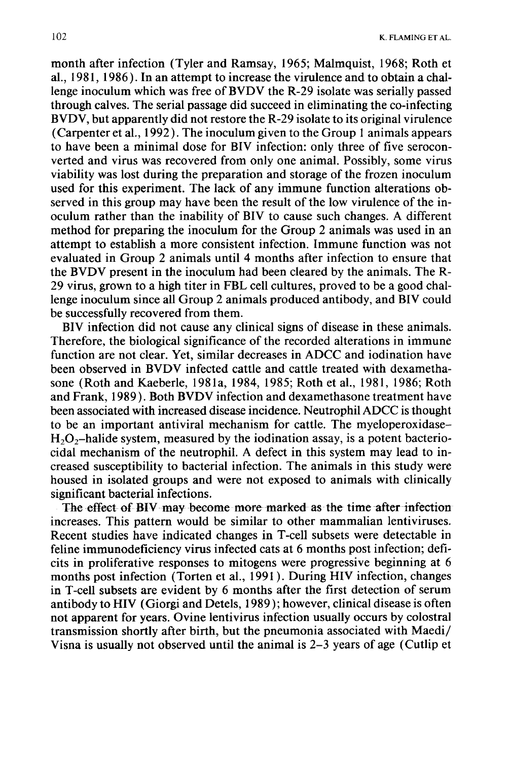month after infection (Tyler and Ramsay, 1965; Malmquist, 1968; Roth et al., 1981, 1986). In an attempt to increase the virulence and to obtain a challenge inoculum which was free of BVDV the R-29 isolate was serially passed through calves. The serial passage did succeed in eliminating the co-infecting BVDV, but apparently did not restore the R-29 isolate to its original virulence (Carpenter et al., 1992). The inoculum given to the Group 1 animals appears to have been a minimal dose for BIV infection: only three of five seroconverted and virus was recovered from only one animal. Possibly, some virus viability was lost during the preparation and storage of the frozen inoculum used for this experiment. The lack of any immune function alterations observed in this group may have been the result of the low virulence of the inoculum rather than the inability of BIV to cause such changes. A different method for preparing the inoculum for the Group 2 animals was used in an attempt to establish a more consistent infection. Immune function was not evaluated in Group 2 animals until 4 months after infection to ensure that the BVDV present in the inoculum had been cleared by the animals. The R-29 virus, grown to a high titer in FBL cell cultures, proved to be a good challenge inoculum since all Group 2 animals produced antibody, and BIV could be successfully recovered from them.

BIV infection did not cause any clinical signs of disease in these animals. Therefore, the biological significance of the recorded alterations in immune function are not clear. Yet, similar decreases in ADCC and iodination have been observed in BVDV infected cattle and cattle treated with dexamethasone (Roth and Kaeberle, 1981a, 1984, 1985; Roth et al., 1981, 1986; Roth and Frank, 1989). Both BVDV infection and dexamethasone treatment have been associated with increased disease incidence. Neutrophil ADCC is thought to be an important antiviral mechanism for cattle. The myeloperoxidase–$H_2O_2$–halide system, measured by the iodination assay, is a potent bacteriocidal mechanism of the neutrophil. A defect in this system may lead to increased susceptibility to bacterial infection. The animals in this study were housed in isolated groups and were not exposed to animals with clinically significant bacterial infections.

The effect of BIV may become more marked as the time after infection increases. This pattern would be similar to other mammalian lentiviruses. Recent studies have indicated changes in T-cell subsets were detectable in feline immunodeficiency virus infected cats at 6 months post infection; deficits in proliferative responses to mitogens were progressive beginning at 6 months post infection (Torten et al., 1991). During HIV infection, changes in T-cell subsets are evident by 6 months after the first detection of serum antibody to HIV (Giorgi and Detels, 1989); however, clinical disease is often not apparent for years. Ovine lentivirus infection usually occurs by colostral transmission shortly after birth, but the pneumonia associated with Maedi/Visna is usually not observed until the animal is 2–3 years of age (Cutlip et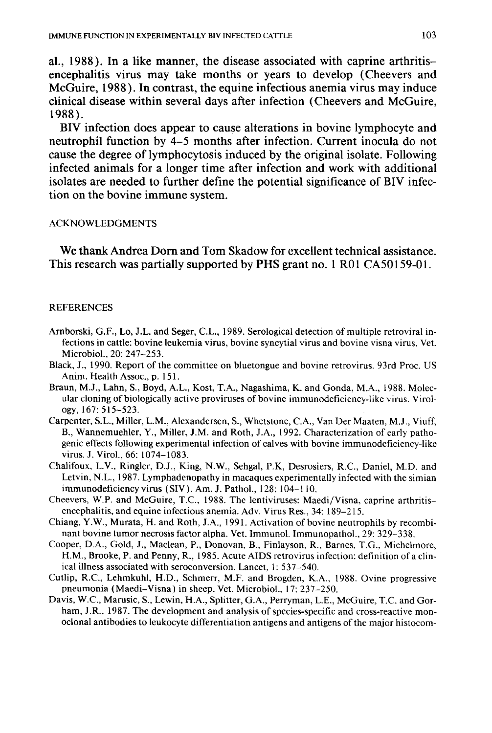al., 1988). In a like manner, the disease associated with caprine arthritis–encephalitis virus may take months or years to develop (Cheevers and McGuire, 1988). In contrast, the equine infectious anemia virus may induce clinical disease within several days after infection (Cheevers and McGuire, 1988).

BIV infection does appear to cause alterations in bovine lymphocyte and neutrophil function by 4–5 months after infection. Current inocula do not cause the degree of lymphocytosis induced by the original isolate. Following infected animals for a longer time after infection and work with additional isolates are needed to further define the potential significance of BIV infection on the bovine immune system.

## ACKNOWLEDGMENTS

We thank Andrea Dorn and Tom Skadow for excellent technical assistance. This research was partially supported by PHS grant no. 1 R01 CA50159-01.

## REFERENCES

Amborski, G.F., Lo, J.L. and Seger, C.L., 1989. Serological detection of multiple retroviral infections in cattle: bovine leukemia virus, bovine syncytial virus and bovine visna virus. Vet. Microbiol., 20: 247–253.

Black, J., 1990. Report of the committee on bluetongue and bovine retrovirus. 93rd Proc. US Anim. Health Assoc., p. 151.

Braun, M.J., Lahn, S., Boyd, A.L., Kost, T.A., Nagashima, K. and Gonda, M.A., 1988. Molecular cloning of biologically active proviruses of bovine immunodeficiency-like virus. Virology, 167: 515–523.

Carpenter, S.L., Miller, L.M., Alexandersen, S., Whetstone, C.A., Van Der Maaten, M.J., Viuff, B., Wannemuehler, Y., Miller, J.M. and Roth, J.A., 1992. Characterization of early pathogenic effects following experimental infection of calves with bovine immunodeficiency-like virus. J. Virol., 66: 1074–1083.

Chalifoux, L.V., Ringler, D.J., King, N.W., Sehgal, P.K, Desrosiers, R.C., Daniel, M.D. and Letvin, N.L., 1987. Lymphadenopathy in macaques experimentally infected with the simian immunodeficiency virus (SIV). Am. J. Pathol., 128: 104–110.

Cheevers, W.P. and McGuire, T.C., 1988. The lentiviruses: Maedi/Visna, caprine arthritis–encephalitis, and equine infectious anemia. Adv. Virus Res., 34: 189–215.

Chiang, Y.W., Murata, H. and Roth, J.A., 1991. Activation of bovine neutrophils by recombinant bovine tumor necrosis factor alpha. Vet. Immunol. Immunopathol., 29: 329–338.

Cooper, D.A., Gold, J., Maclean, P., Donovan, B., Finlayson, R., Barnes, T.G., Michelmore, H.M., Brooke, P. and Penny, R., 1985. Acute AIDS retrovirus infection: definition of a clinical illness associated with seroconversion. Lancet, 1: 537–540.

Cutlip, R.C., Lehmkuhl, H.D., Schmerr, M.F. and Brogden, K.A., 1988. Ovine progressive pneumonia (Maedi–Visna) in sheep. Vet. Microbiol., 17: 237–250.

Davis, W.C., Marusic, S., Lewin, H.A., Splitter, G.A., Perryman, L.E., McGuire, T.C. and Gorham, J.R., 1987. The development and analysis of species-specific and cross-reactive monoclonal antibodies to leukocyte differentiation antigens and antigens of the major histocom-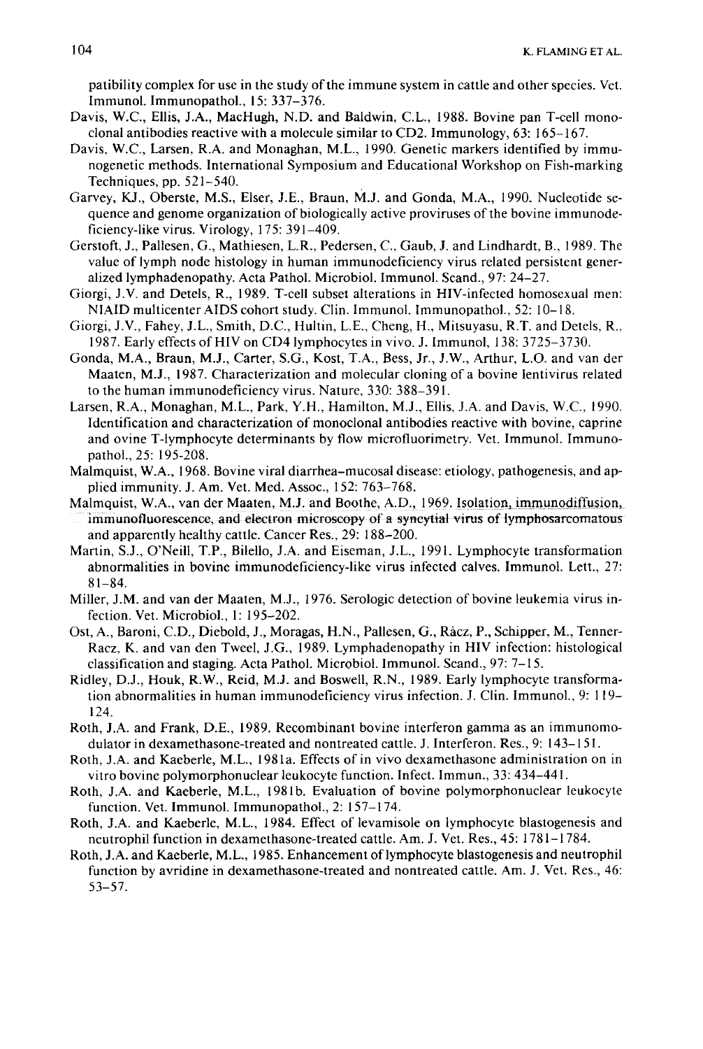patibility complex for use in the study of the immune system in cattle and other species. Vet. Immunol. Immunopathol., 15: 337–376.

Davis, W.C., Ellis, J.A., MacHugh, N.D. and Baldwin, C.L., 1988. Bovine pan T-cell monoclonal antibodies reactive with a molecule similar to CD2. Immunology, 63: 165–167.

Davis, W.C., Larsen, R.A. and Monaghan, M.L., 1990. Genetic markers identified by immunogenetic methods. International Symposium and Educational Workshop on Fish-marking Techniques, pp. 521–540.

Garvey, KJ., Oberste, M.S., Elser, J.E., Braun, M.J. and Gonda, M.A., 1990. Nucleotide sequence and genome organization of biologically active proviruses of the bovine immunodeficiency-like virus. Virology, 175: 391–409.

Gerstoft, J., Pallesen, G., Mathiesen, L.R., Pedersen, C., Gaub, J. and Lindhardt, B., 1989. The value of lymph node histology in human immunodeficiency virus related persistent generalized lymphadenopathy. Acta Pathol. Microbiol. Immunol. Scand., 97: 24–27.

Giorgi, J.V. and Detels, R., 1989. T-cell subset alterations in HIV-infected homosexual men: NIAID multicenter AIDS cohort study. Clin. Immunol. Immunopathol., 52: 10–18.

Giorgi, J.V., Fahey, J.L., Smith, D.C., Hultin, L.E., Cheng, H., Mitsuyasu, R.T. and Detels, R., 1987. Early effects of HIV on CD4 lymphocytes in vivo. J. Immunol, 138: 3725–3730.

Gonda, M.A., Braun, M.J., Carter, S.G., Kost, T.A., Bess, Jr., J.W., Arthur, L.O. and van der Maaten, M.J., 1987. Characterization and molecular cloning of a bovine lentivirus related to the human immunodeficiency virus. Nature, 330: 388–391.

Larsen, R.A., Monaghan, M.L., Park, Y.H., Hamilton, M.J., Ellis, J.A. and Davis, W.C., 1990. Identification and characterization of monoclonal antibodies reactive with bovine, caprine and ovine T-lymphocyte determinants by flow microfluorimetry. Vet. Immunol. Immunopathol., 25: 195-208.

Malmquist, W.A., 1968. Bovine viral diarrhea–mucosal disease: etiology, pathogenesis, and applied immunity. J. Am. Vet. Med. Assoc., 152: 763–768.

Malmquist, W.A., van der Maaten, M.J. and Boothe, A.D., 1969. Isolation, immunodiffusion, immunofluorescence, and electron microscopy of a syncytial virus of lymphosarcomatous and apparently healthy cattle. Cancer Res., 29: 188–200.

Martin, S.J., O'Neill, T.P., Bilello, J.A. and Eiseman, J.L., 1991. Lymphocyte transformation abnormalities in bovine immunodeficiency-like virus infected calves. Immunol. Lett., 27: 81–84.

Miller, J.M. and van der Maaten, M.J., 1976. Serologic detection of bovine leukemia virus infection. Vet. Microbiol., 1: 195–202.

Ost, A., Baroni, C.D., Diebold, J., Moragas, H.N., Pallesen, G., Ràcz, P., Schipper, M., Tenner-Racz, K. and van den Tweel, J.G., 1989. Lymphadenopathy in HIV infection: histological classification and staging. Acta Pathol. Microbiol. Immunol. Scand., 97: 7–15.

Ridley, D.J., Houk, R.W., Reid, M.J. and Boswell, R.N., 1989. Early lymphocyte transformation abnormalities in human immunodeficiency virus infection. J. Clin. Immunol., 9: 119–124.

Roth, J.A. and Frank, D.E., 1989. Recombinant bovine interferon gamma as an immunomodulator in dexamethasone-treated and nontreated cattle. J. Interferon. Res., 9: 143–151.

Roth, J.A. and Kaeberle, M.L., 1981a. Effects of in vivo dexamethasone administration on in vitro bovine polymorphonuclear leukocyte function. Infect. Immun., 33: 434–441.

Roth, J.A. and Kaeberle, M.L., 1981b. Evaluation of bovine polymorphonuclear leukocyte function. Vet. Immunol. Immunopathol., 2: 157–174.

Roth, J.A. and Kaeberle, M.L., 1984. Effect of levamisole on lymphocyte blastogenesis and neutrophil function in dexamethasone-treated cattle. Am. J. Vet. Res., 45: 1781–1784.

Roth, J.A. and Kaeberle, M.L., 1985. Enhancement of lymphocyte blastogenesis and neutrophil function by avridine in dexamethasone-treated and nontreated cattle. Am. J. Vet. Res., 46: 53–57.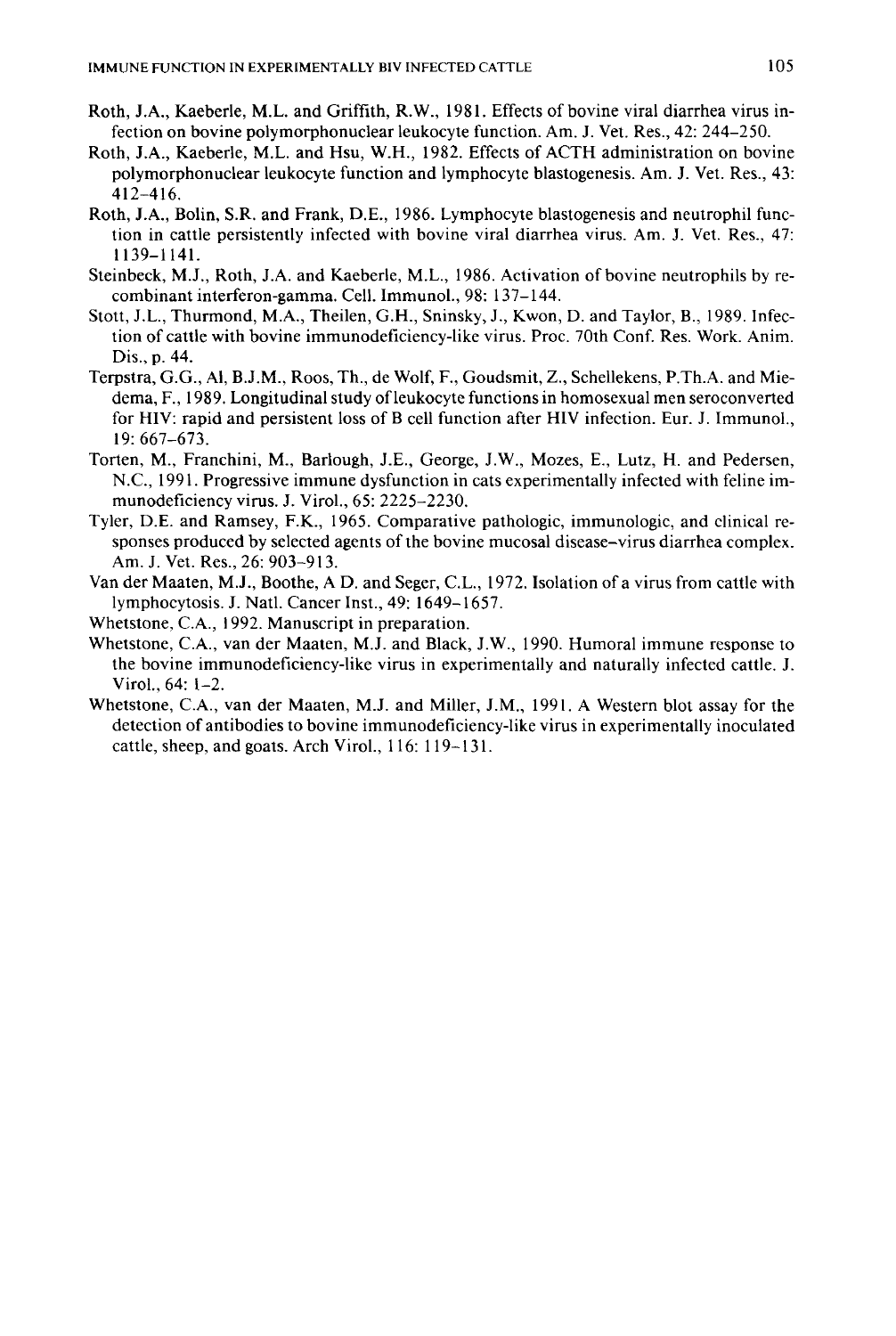Roth, J.A., Kaeberle, M.L. and Griffith, R.W., 1981. Effects of bovine viral diarrhea virus infection on bovine polymorphonuclear leukocyte function. Am. J. Vet. Res., 42: 244–250.

Roth, J.A., Kaeberle, M.L. and Hsu, W.H., 1982. Effects of ACTH administration on bovine polymorphonuclear leukocyte function and lymphocyte blastogenesis. Am. J. Vet. Res., 43: 412–416.

Roth, J.A., Bolin, S.R. and Frank, D.E., 1986. Lymphocyte blastogenesis and neutrophil function in cattle persistently infected with bovine viral diarrhea virus. Am. J. Vet. Res., 47: 1139–1141.

Steinbeck, M.J., Roth, J.A. and Kaeberle, M.L., 1986. Activation of bovine neutrophils by recombinant interferon-gamma. Cell. Immunol., 98: 137–144.

Stott, J.L., Thurmond, M.A., Theilen, G.H., Sninsky, J., Kwon, D. and Taylor, B., 1989. Infection of cattle with bovine immunodeficiency-like virus. Proc. 70th Conf. Res. Work. Anim. Dis., p. 44.

Terpstra, G.G., Al, B.J.M., Roos, Th., de Wolf, F., Goudsmit, Z., Schellekens, P.Th.A. and Miedema, F., 1989. Longitudinal study of leukocyte functions in homosexual men seroconverted for HIV: rapid and persistent loss of B cell function after HIV infection. Eur. J. Immunol., 19: 667–673.

Torten, M., Franchini, M., Barlough, J.E., George, J.W., Mozes, E., Lutz, H. and Pedersen, N.C., 1991. Progressive immune dysfunction in cats experimentally infected with feline immunodeficiency virus. J. Virol., 65: 2225–2230.

Tyler, D.E. and Ramsey, F.K., 1965. Comparative pathologic, immunologic, and clinical responses produced by selected agents of the bovine mucosal disease–virus diarrhea complex. Am. J. Vet. Res., 26: 903–913.

Van der Maaten, M.J., Boothe, A D. and Seger, C.L., 1972. Isolation of a virus from cattle with lymphocytosis. J. Natl. Cancer Inst., 49: 1649–1657.

Whetstone, C.A., 1992. Manuscript in preparation.

Whetstone, C.A., van der Maaten, M.J. and Black, J.W., 1990. Humoral immune response to the bovine immunodeficiency-like virus in experimentally and naturally infected cattle. J. Virol., 64: 1–2.

Whetstone, C.A., van der Maaten, M.J. and Miller, J.M., 1991. A Western blot assay for the detection of antibodies to bovine immunodeficiency-like virus in experimentally inoculated cattle, sheep, and goats. Arch Virol., 116: 119–131.